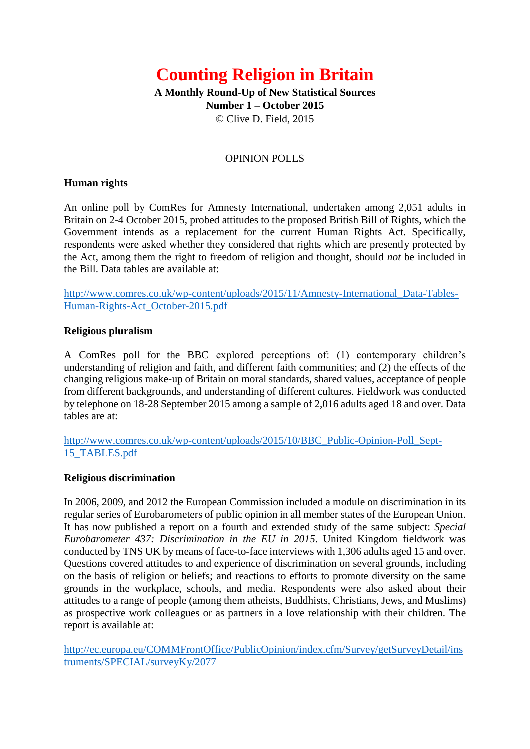# Counting Religion in Britain

**A Monthly Round-Up of New Statistical Sources**
**Number 1 – October 2015**
© Clive D. Field, 2015

## OPINION POLLS

### Human rights

An online poll by ComRes for Amnesty International, undertaken among 2,051 adults in Britain on 2-4 October 2015, probed attitudes to the proposed British Bill of Rights, which the Government intends as a replacement for the current Human Rights Act. Specifically, respondents were asked whether they considered that rights which are presently protected by the Act, among them the right to freedom of religion and thought, should *not* be included in the Bill. Data tables are available at:

http://www.comres.co.uk/wp-content/uploads/2015/11/Amnesty-International_Data-Tables-Human-Rights-Act_October-2015.pdf

### Religious pluralism

A ComRes poll for the BBC explored perceptions of: (1) contemporary children's understanding of religion and faith, and different faith communities; and (2) the effects of the changing religious make-up of Britain on moral standards, shared values, acceptance of people from different backgrounds, and understanding of different cultures. Fieldwork was conducted by telephone on 18-28 September 2015 among a sample of 2,016 adults aged 18 and over. Data tables are at:

http://www.comres.co.uk/wp-content/uploads/2015/10/BBC_Public-Opinion-Poll_Sept-15_TABLES.pdf

### Religious discrimination

In 2006, 2009, and 2012 the European Commission included a module on discrimination in its regular series of Eurobarometers of public opinion in all member states of the European Union. It has now published a report on a fourth and extended study of the same subject: *Special Eurobarometer 437: Discrimination in the EU in 2015*. United Kingdom fieldwork was conducted by TNS UK by means of face-to-face interviews with 1,306 adults aged 15 and over. Questions covered attitudes to and experience of discrimination on several grounds, including on the basis of religion or beliefs; and reactions to efforts to promote diversity on the same grounds in the workplace, schools, and media. Respondents were also asked about their attitudes to a range of people (among them atheists, Buddhists, Christians, Jews, and Muslims) as prospective work colleagues or as partners in a love relationship with their children. The report is available at:

http://ec.europa.eu/COMMFrontOffice/PublicOpinion/index.cfm/Survey/getSurveyDetail/instruments/SPECIAL/surveyKy/2077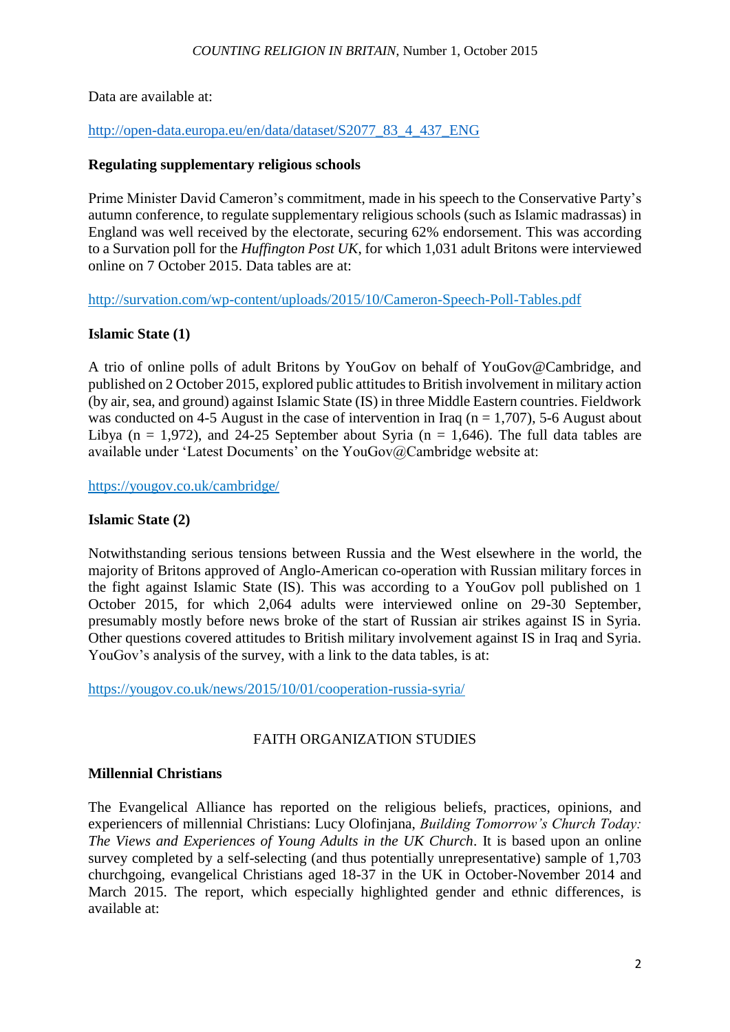Data are available at:

http://open-data.europa.eu/en/data/dataset/S2077_83_4_437_ENG

**Regulating supplementary religious schools**

Prime Minister David Cameron's commitment, made in his speech to the Conservative Party's autumn conference, to regulate supplementary religious schools (such as Islamic madrassas) in England was well received by the electorate, securing 62% endorsement. This was according to a Survation poll for the *Huffington Post UK*, for which 1,031 adult Britons were interviewed online on 7 October 2015. Data tables are at:

http://survation.com/wp-content/uploads/2015/10/Cameron-Speech-Poll-Tables.pdf

**Islamic State (1)**

A trio of online polls of adult Britons by YouGov on behalf of YouGov@Cambridge, and published on 2 October 2015, explored public attitudes to British involvement in military action (by air, sea, and ground) against Islamic State (IS) in three Middle Eastern countries. Fieldwork was conducted on 4-5 August in the case of intervention in Iraq (n = 1,707), 5-6 August about Libya (n = 1,972), and 24-25 September about Syria (n = 1,646). The full data tables are available under 'Latest Documents' on the YouGov@Cambridge website at:

https://yougov.co.uk/cambridge/

**Islamic State (2)**

Notwithstanding serious tensions between Russia and the West elsewhere in the world, the majority of Britons approved of Anglo-American co-operation with Russian military forces in the fight against Islamic State (IS). This was according to a YouGov poll published on 1 October 2015, for which 2,064 adults were interviewed online on 29-30 September, presumably mostly before news broke of the start of Russian air strikes against IS in Syria. Other questions covered attitudes to British military involvement against IS in Iraq and Syria. YouGov's analysis of the survey, with a link to the data tables, is at:

https://yougov.co.uk/news/2015/10/01/cooperation-russia-syria/

## FAITH ORGANIZATION STUDIES

**Millennial Christians**

The Evangelical Alliance has reported on the religious beliefs, practices, opinions, and experiencers of millennial Christians: Lucy Olofinjana, *Building Tomorrow's Church Today: The Views and Experiences of Young Adults in the UK Church*. It is based upon an online survey completed by a self-selecting (and thus potentially unrepresentative) sample of 1,703 churchgoing, evangelical Christians aged 18-37 in the UK in October-November 2014 and March 2015. The report, which especially highlighted gender and ethnic differences, is available at: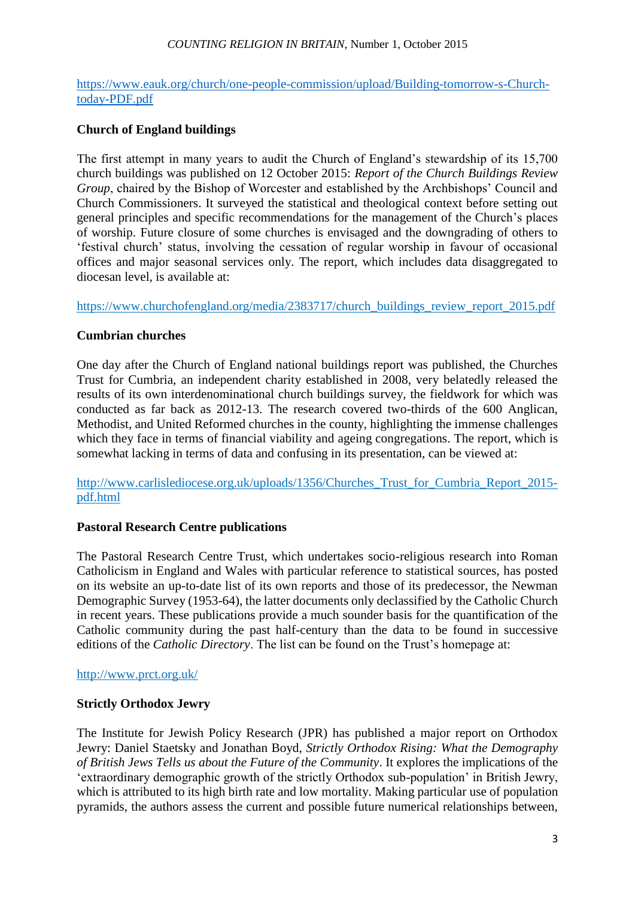https://www.eauk.org/church/one-people-commission/upload/Building-tomorrow-s-Church-today-PDF.pdf

**Church of England buildings**

The first attempt in many years to audit the Church of England's stewardship of its 15,700 church buildings was published on 12 October 2015: *Report of the Church Buildings Review Group*, chaired by the Bishop of Worcester and established by the Archbishops' Council and Church Commissioners. It surveyed the statistical and theological context before setting out general principles and specific recommendations for the management of the Church's places of worship. Future closure of some churches is envisaged and the downgrading of others to 'festival church' status, involving the cessation of regular worship in favour of occasional offices and major seasonal services only. The report, which includes data disaggregated to diocesan level, is available at:

https://www.churchofengland.org/media/2383717/church_buildings_review_report_2015.pdf

**Cumbrian churches**

One day after the Church of England national buildings report was published, the Churches Trust for Cumbria, an independent charity established in 2008, very belatedly released the results of its own interdenominational church buildings survey, the fieldwork for which was conducted as far back as 2012-13. The research covered two-thirds of the 600 Anglican, Methodist, and United Reformed churches in the county, highlighting the immense challenges which they face in terms of financial viability and ageing congregations. The report, which is somewhat lacking in terms of data and confusing in its presentation, can be viewed at:

http://www.carlislediocese.org.uk/uploads/1356/Churches_Trust_for_Cumbria_Report_2015-pdf.html

**Pastoral Research Centre publications**

The Pastoral Research Centre Trust, which undertakes socio-religious research into Roman Catholicism in England and Wales with particular reference to statistical sources, has posted on its website an up-to-date list of its own reports and those of its predecessor, the Newman Demographic Survey (1953-64), the latter documents only declassified by the Catholic Church in recent years. These publications provide a much sounder basis for the quantification of the Catholic community during the past half-century than the data to be found in successive editions of the *Catholic Directory*. The list can be found on the Trust's homepage at:

http://www.prct.org.uk/

**Strictly Orthodox Jewry**

The Institute for Jewish Policy Research (JPR) has published a major report on Orthodox Jewry: Daniel Staetsky and Jonathan Boyd, *Strictly Orthodox Rising: What the Demography of British Jews Tells us about the Future of the Community*. It explores the implications of the 'extraordinary demographic growth of the strictly Orthodox sub-population' in British Jewry, which is attributed to its high birth rate and low mortality. Making particular use of population pyramids, the authors assess the current and possible future numerical relationships between,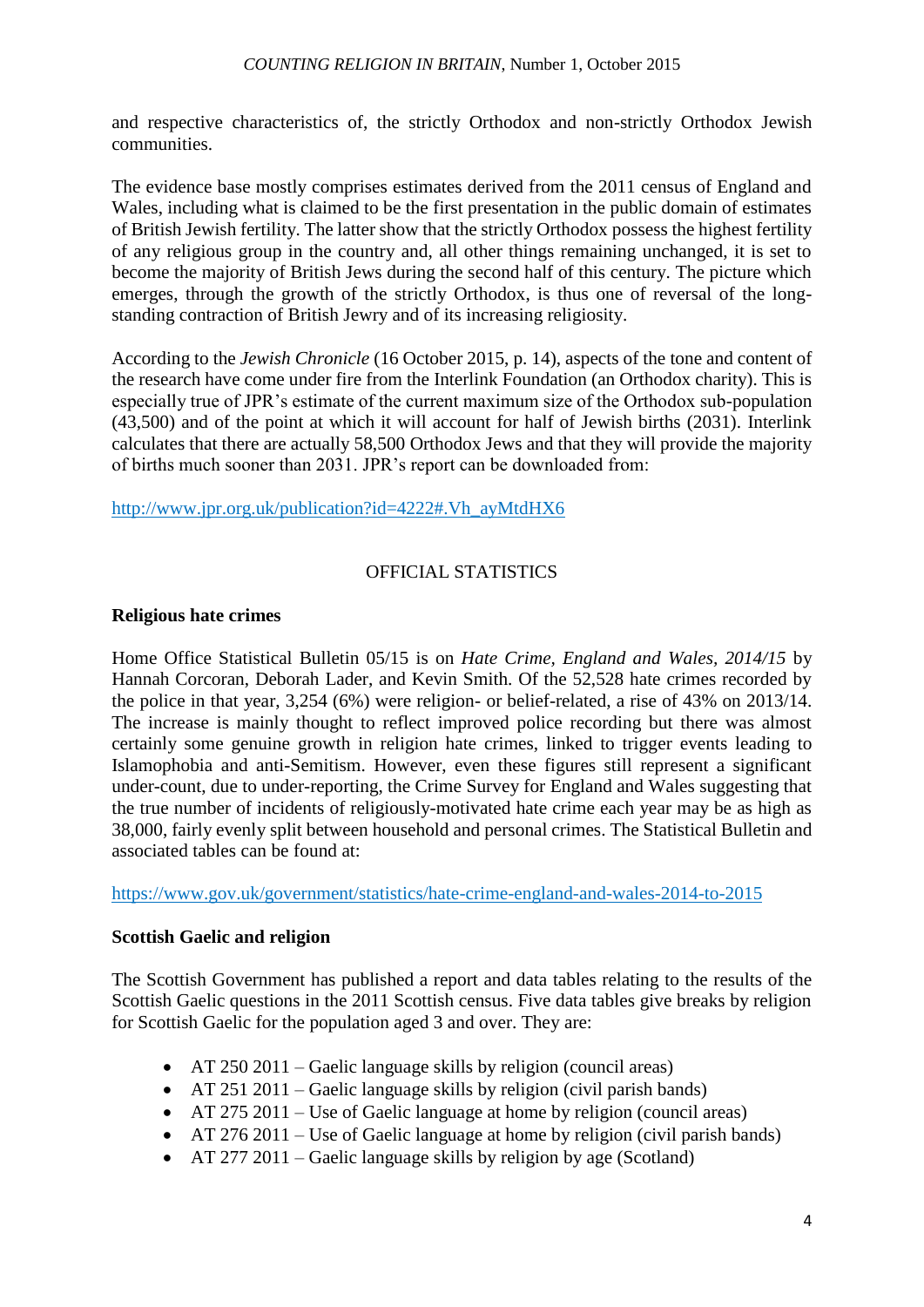and respective characteristics of, the strictly Orthodox and non-strictly Orthodox Jewish communities.

The evidence base mostly comprises estimates derived from the 2011 census of England and Wales, including what is claimed to be the first presentation in the public domain of estimates of British Jewish fertility. The latter show that the strictly Orthodox possess the highest fertility of any religious group in the country and, all other things remaining unchanged, it is set to become the majority of British Jews during the second half of this century. The picture which emerges, through the growth of the strictly Orthodox, is thus one of reversal of the long-standing contraction of British Jewry and of its increasing religiosity.

According to the *Jewish Chronicle* (16 October 2015, p. 14), aspects of the tone and content of the research have come under fire from the Interlink Foundation (an Orthodox charity). This is especially true of JPR's estimate of the current maximum size of the Orthodox sub-population (43,500) and of the point at which it will account for half of Jewish births (2031). Interlink calculates that there are actually 58,500 Orthodox Jews and that they will provide the majority of births much sooner than 2031. JPR's report can be downloaded from:

http://www.jpr.org.uk/publication?id=4222#.Vh_ayMtdHX6

## OFFICIAL STATISTICS

### Religious hate crimes

Home Office Statistical Bulletin 05/15 is on *Hate Crime, England and Wales, 2014/15* by Hannah Corcoran, Deborah Lader, and Kevin Smith. Of the 52,528 hate crimes recorded by the police in that year, 3,254 (6%) were religion- or belief-related, a rise of 43% on 2013/14. The increase is mainly thought to reflect improved police recording but there was almost certainly some genuine growth in religion hate crimes, linked to trigger events leading to Islamophobia and anti-Semitism. However, even these figures still represent a significant under-count, due to under-reporting, the Crime Survey for England and Wales suggesting that the true number of incidents of religiously-motivated hate crime each year may be as high as 38,000, fairly evenly split between household and personal crimes. The Statistical Bulletin and associated tables can be found at:

https://www.gov.uk/government/statistics/hate-crime-england-and-wales-2014-to-2015

### Scottish Gaelic and religion

The Scottish Government has published a report and data tables relating to the results of the Scottish Gaelic questions in the 2011 Scottish census. Five data tables give breaks by religion for Scottish Gaelic for the population aged 3 and over. They are:

- AT 250 2011 – Gaelic language skills by religion (council areas)
- AT 251 2011 – Gaelic language skills by religion (civil parish bands)
- AT 275 2011 – Use of Gaelic language at home by religion (council areas)
- AT 276 2011 – Use of Gaelic language at home by religion (civil parish bands)
- AT 277 2011 – Gaelic language skills by religion by age (Scotland)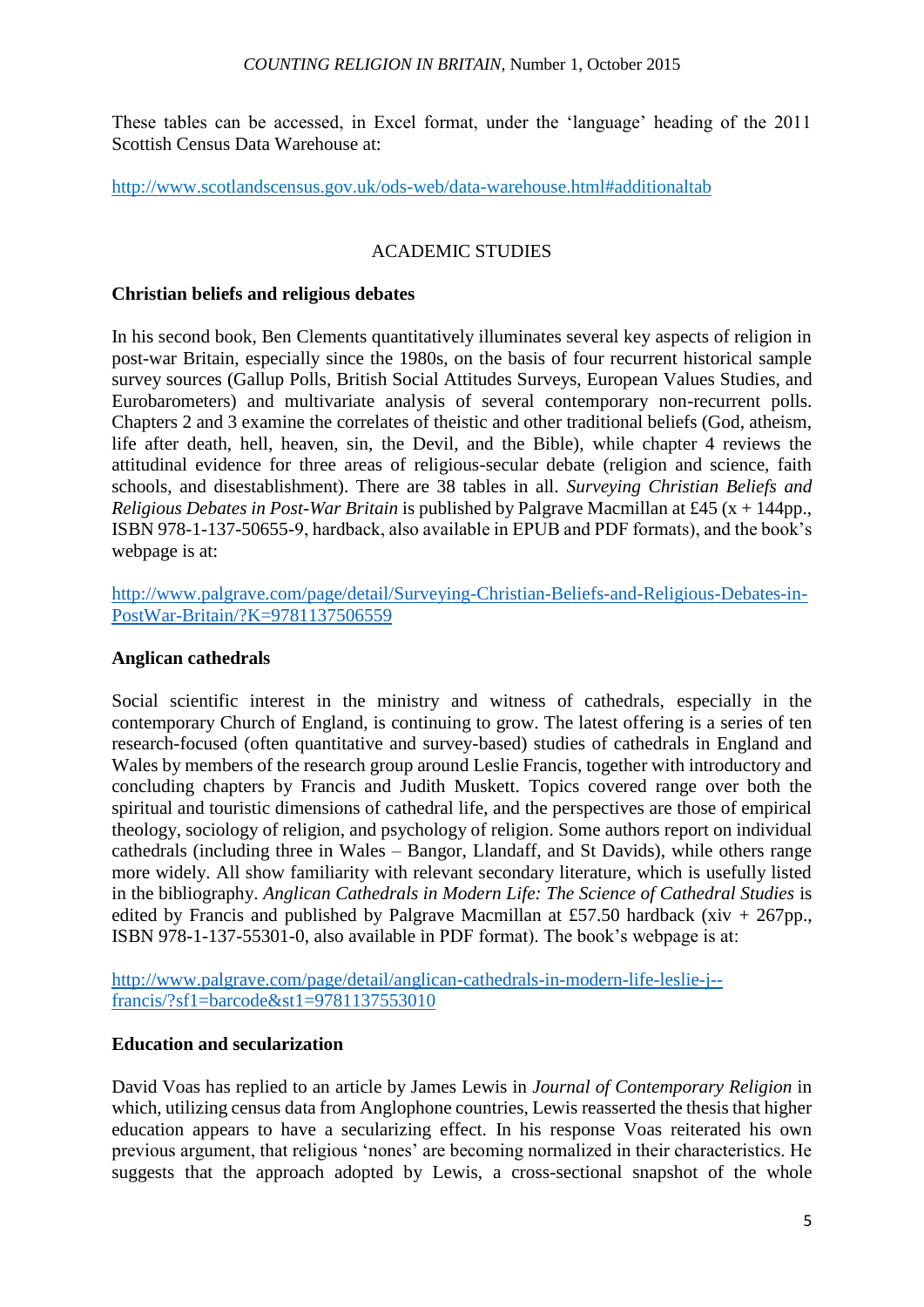These tables can be accessed, in Excel format, under the 'language' heading of the 2011 Scottish Census Data Warehouse at:

http://www.scotlandscensus.gov.uk/ods-web/data-warehouse.html#additionaltab

## ACADEMIC STUDIES

### Christian beliefs and religious debates

In his second book, Ben Clements quantitatively illuminates several key aspects of religion in post-war Britain, especially since the 1980s, on the basis of four recurrent historical sample survey sources (Gallup Polls, British Social Attitudes Surveys, European Values Studies, and Eurobarometers) and multivariate analysis of several contemporary non-recurrent polls. Chapters 2 and 3 examine the correlates of theistic and other traditional beliefs (God, atheism, life after death, hell, heaven, sin, the Devil, and the Bible), while chapter 4 reviews the attitudinal evidence for three areas of religious-secular debate (religion and science, faith schools, and disestablishment). There are 38 tables in all. *Surveying Christian Beliefs and Religious Debates in Post-War Britain* is published by Palgrave Macmillan at £45 (x + 144pp., ISBN 978-1-137-50655-9, hardback, also available in EPUB and PDF formats), and the book's webpage is at:

http://www.palgrave.com/page/detail/Surveying-Christian-Beliefs-and-Religious-Debates-in-PostWar-Britain/?K=9781137506559

### Anglican cathedrals

Social scientific interest in the ministry and witness of cathedrals, especially in the contemporary Church of England, is continuing to grow. The latest offering is a series of ten research-focused (often quantitative and survey-based) studies of cathedrals in England and Wales by members of the research group around Leslie Francis, together with introductory and concluding chapters by Francis and Judith Muskett. Topics covered range over both the spiritual and touristic dimensions of cathedral life, and the perspectives are those of empirical theology, sociology of religion, and psychology of religion. Some authors report on individual cathedrals (including three in Wales – Bangor, Llandaff, and St Davids), while others range more widely. All show familiarity with relevant secondary literature, which is usefully listed in the bibliography. *Anglican Cathedrals in Modern Life: The Science of Cathedral Studies* is edited by Francis and published by Palgrave Macmillan at £57.50 hardback (xiv + 267pp., ISBN 978-1-137-55301-0, also available in PDF format). The book's webpage is at:

http://www.palgrave.com/page/detail/anglican-cathedrals-in-modern-life-leslie-j--francis/?sf1=barcode&st1=9781137553010

### Education and secularization

David Voas has replied to an article by James Lewis in *Journal of Contemporary Religion* in which, utilizing census data from Anglophone countries, Lewis reasserted the thesis that higher education appears to have a secularizing effect. In his response Voas reiterated his own previous argument, that religious 'nones' are becoming normalized in their characteristics. He suggests that the approach adopted by Lewis, a cross-sectional snapshot of the whole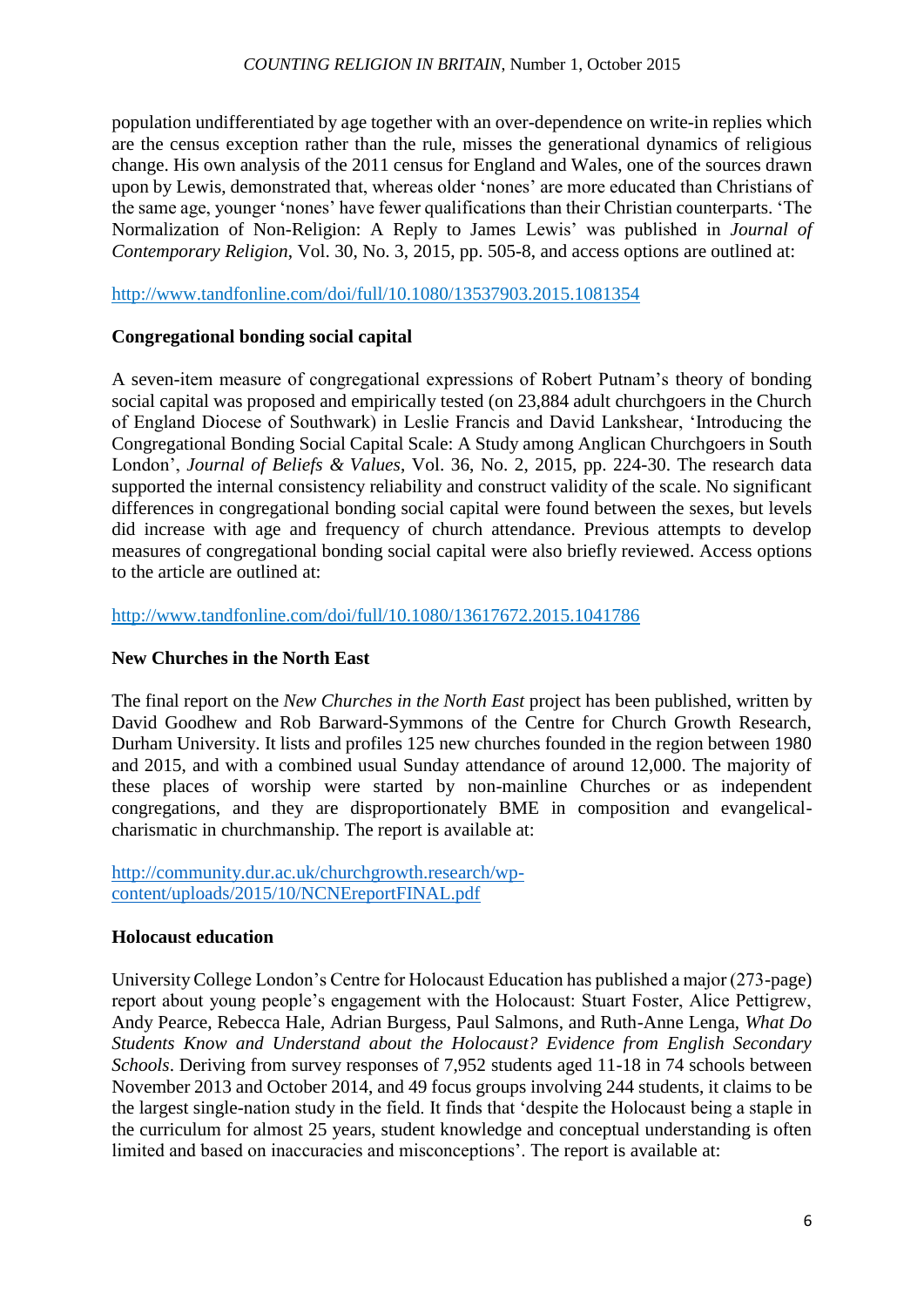population undifferentiated by age together with an over-dependence on write-in replies which are the census exception rather than the rule, misses the generational dynamics of religious change. His own analysis of the 2011 census for England and Wales, one of the sources drawn upon by Lewis, demonstrated that, whereas older 'nones' are more educated than Christians of the same age, younger 'nones' have fewer qualifications than their Christian counterparts. 'The Normalization of Non-Religion: A Reply to James Lewis' was published in *Journal of Contemporary Religion*, Vol. 30, No. 3, 2015, pp. 505-8, and access options are outlined at:

http://www.tandfonline.com/doi/full/10.1080/13537903.2015.1081354

**Congregational bonding social capital**

A seven-item measure of congregational expressions of Robert Putnam's theory of bonding social capital was proposed and empirically tested (on 23,884 adult churchgoers in the Church of England Diocese of Southwark) in Leslie Francis and David Lankshear, 'Introducing the Congregational Bonding Social Capital Scale: A Study among Anglican Churchgoers in South London', *Journal of Beliefs & Values*, Vol. 36, No. 2, 2015, pp. 224-30. The research data supported the internal consistency reliability and construct validity of the scale. No significant differences in congregational bonding social capital were found between the sexes, but levels did increase with age and frequency of church attendance. Previous attempts to develop measures of congregational bonding social capital were also briefly reviewed. Access options to the article are outlined at:

http://www.tandfonline.com/doi/full/10.1080/13617672.2015.1041786

**New Churches in the North East**

The final report on the *New Churches in the North East* project has been published, written by David Goodhew and Rob Barward-Symmons of the Centre for Church Growth Research, Durham University. It lists and profiles 125 new churches founded in the region between 1980 and 2015, and with a combined usual Sunday attendance of around 12,000. The majority of these places of worship were started by non-mainline Churches or as independent congregations, and they are disproportionately BME in composition and evangelical-charismatic in churchmanship. The report is available at:

http://community.dur.ac.uk/churchgrowth.research/wp-content/uploads/2015/10/NCNEreportFINAL.pdf

**Holocaust education**

University College London's Centre for Holocaust Education has published a major (273-page) report about young people's engagement with the Holocaust: Stuart Foster, Alice Pettigrew, Andy Pearce, Rebecca Hale, Adrian Burgess, Paul Salmons, and Ruth-Anne Lenga, *What Do Students Know and Understand about the Holocaust? Evidence from English Secondary Schools*. Deriving from survey responses of 7,952 students aged 11-18 in 74 schools between November 2013 and October 2014, and 49 focus groups involving 244 students, it claims to be the largest single-nation study in the field. It finds that 'despite the Holocaust being a staple in the curriculum for almost 25 years, student knowledge and conceptual understanding is often limited and based on inaccuracies and misconceptions'. The report is available at: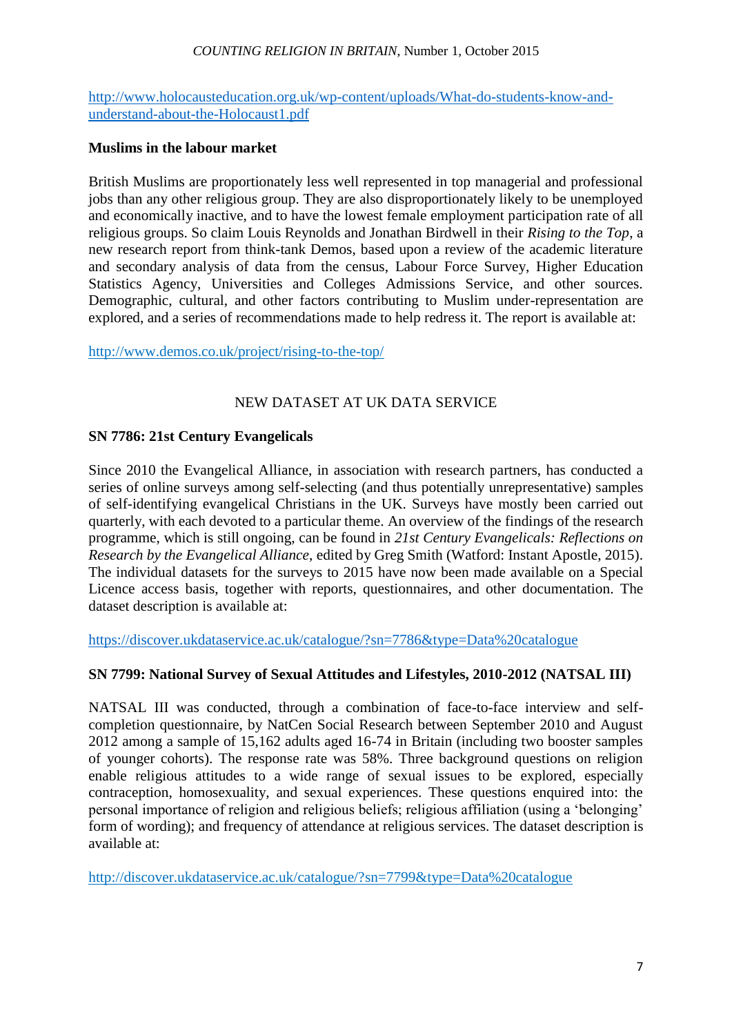http://www.holocausteducation.org.uk/wp-content/uploads/What-do-students-know-and-understand-about-the-Holocaust1.pdf

**Muslims in the labour market**

British Muslims are proportionately less well represented in top managerial and professional jobs than any other religious group. They are also disproportionately likely to be unemployed and economically inactive, and to have the lowest female employment participation rate of all religious groups. So claim Louis Reynolds and Jonathan Birdwell in their *Rising to the Top*, a new research report from think-tank Demos, based upon a review of the academic literature and secondary analysis of data from the census, Labour Force Survey, Higher Education Statistics Agency, Universities and Colleges Admissions Service, and other sources. Demographic, cultural, and other factors contributing to Muslim under-representation are explored, and a series of recommendations made to help redress it. The report is available at:

http://www.demos.co.uk/project/rising-to-the-top/

## NEW DATASET AT UK DATA SERVICE

**SN 7786: 21st Century Evangelicals**

Since 2010 the Evangelical Alliance, in association with research partners, has conducted a series of online surveys among self-selecting (and thus potentially unrepresentative) samples of self-identifying evangelical Christians in the UK. Surveys have mostly been carried out quarterly, with each devoted to a particular theme. An overview of the findings of the research programme, which is still ongoing, can be found in *21st Century Evangelicals: Reflections on Research by the Evangelical Alliance*, edited by Greg Smith (Watford: Instant Apostle, 2015). The individual datasets for the surveys to 2015 have now been made available on a Special Licence access basis, together with reports, questionnaires, and other documentation. The dataset description is available at:

https://discover.ukdataservice.ac.uk/catalogue/?sn=7786&type=Data%20catalogue

**SN 7799: National Survey of Sexual Attitudes and Lifestyles, 2010-2012 (NATSAL III)**

NATSAL III was conducted, through a combination of face-to-face interview and self-completion questionnaire, by NatCen Social Research between September 2010 and August 2012 among a sample of 15,162 adults aged 16-74 in Britain (including two booster samples of younger cohorts). The response rate was 58%. Three background questions on religion enable religious attitudes to a wide range of sexual issues to be explored, especially contraception, homosexuality, and sexual experiences. These questions enquired into: the personal importance of religion and religious beliefs; religious affiliation (using a 'belonging' form of wording); and frequency of attendance at religious services. The dataset description is available at:

http://discover.ukdataservice.ac.uk/catalogue/?sn=7799&type=Data%20catalogue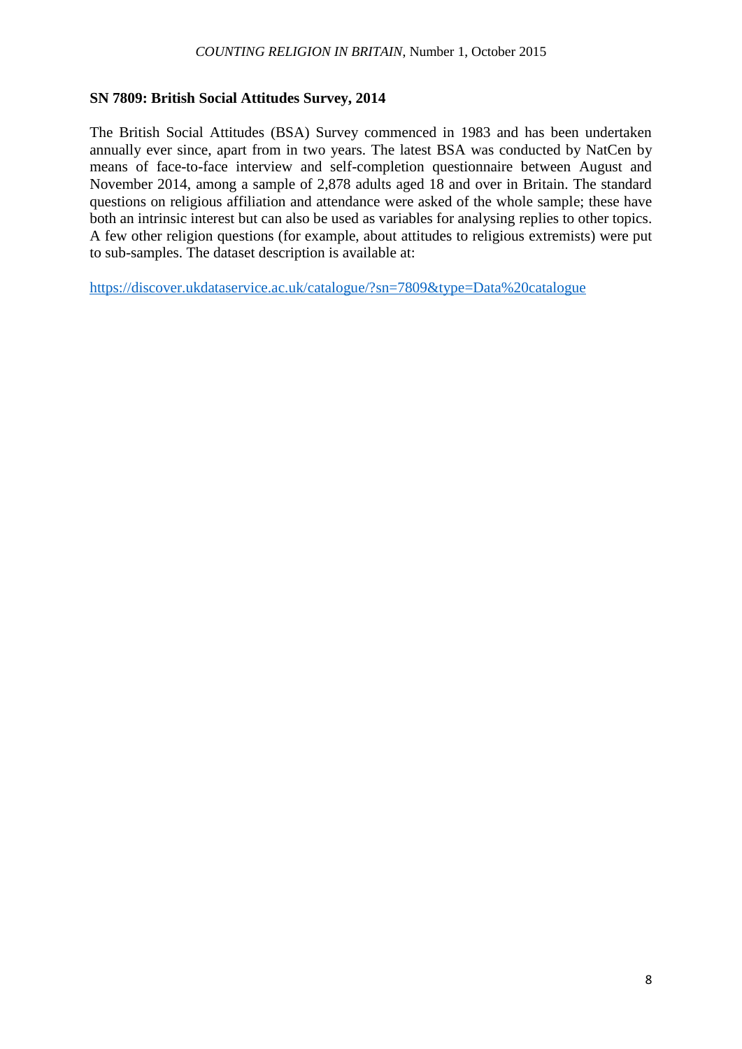**SN 7809: British Social Attitudes Survey, 2014**

The British Social Attitudes (BSA) Survey commenced in 1983 and has been undertaken annually ever since, apart from in two years. The latest BSA was conducted by NatCen by means of face-to-face interview and self-completion questionnaire between August and November 2014, among a sample of 2,878 adults aged 18 and over in Britain. The standard questions on religious affiliation and attendance were asked of the whole sample; these have both an intrinsic interest but can also be used as variables for analysing replies to other topics. A few other religion questions (for example, about attitudes to religious extremists) were put to sub-samples. The dataset description is available at:

https://discover.ukdataservice.ac.uk/catalogue/?sn=7809&type=Data%20catalogue